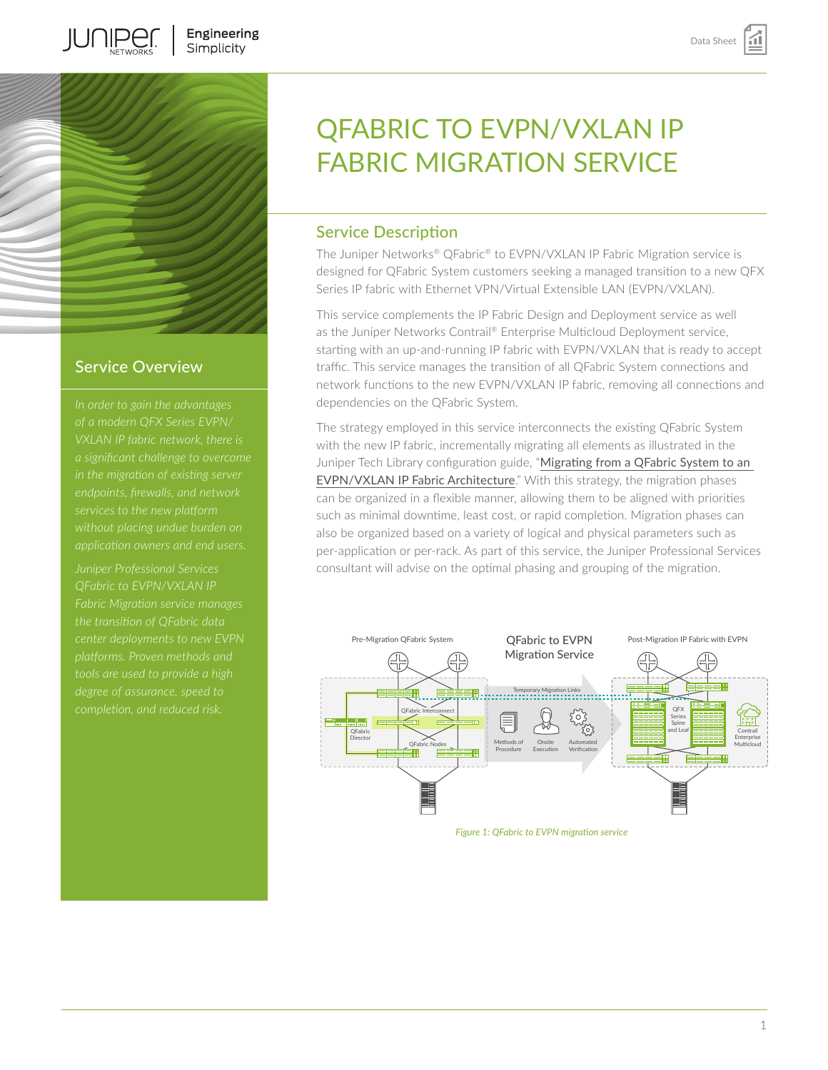# QFABRIC TO EVPN/VXLAN IP FABRIC MIGRATION SERVICE

## Service Overview

*In order to gain the advantages of a modern QFX Series EVPN/VXLAN IP fabric network, there is a significant challenge to overcome in the migration of existing server endpoints, firewalls, and network services to the new platform without placing undue burden on application owners and end users.*

*Juniper Professional Services QFabric to EVPN/VXLAN IP Fabric Migration service manages the transition of QFabric data center deployments to new EVPN platforms. Proven methods and tools are used to provide a high degree of assurance, speed to completion, and reduced risk.*

## Service Description

The Juniper Networks® QFabric® to EVPN/VXLAN IP Fabric Migration service is designed for QFabric System customers seeking a managed transition to a new QFX Series IP fabric with Ethernet VPN/Virtual Extensible LAN (EVPN/VXLAN).

This service complements the IP Fabric Design and Deployment service as well as the Juniper Networks Contrail® Enterprise Multicloud Deployment service, starting with an up-and-running IP fabric with EVPN/VXLAN that is ready to accept traffic. This service manages the transition of all QFabric System connections and network functions to the new EVPN/VXLAN IP fabric, removing all connections and dependencies on the QFabric System.

The strategy employed in this service interconnects the existing QFabric System with the new IP fabric, incrementally migrating all elements as illustrated in the Juniper Tech Library configuration guide, "Migrating from a QFabric System to an EVPN/VXLAN IP Fabric Architecture." With this strategy, the migration phases can be organized in a flexible manner, allowing them to be aligned with priorities such as minimal downtime, least cost, or rapid completion. Migration phases can also be organized based on a variety of logical and physical parameters such as per-application or per-rack. As part of this service, the Juniper Professional Services consultant will advise on the optimal phasing and grouping of the migration.

*Figure 1: QFabric to EVPN migration service*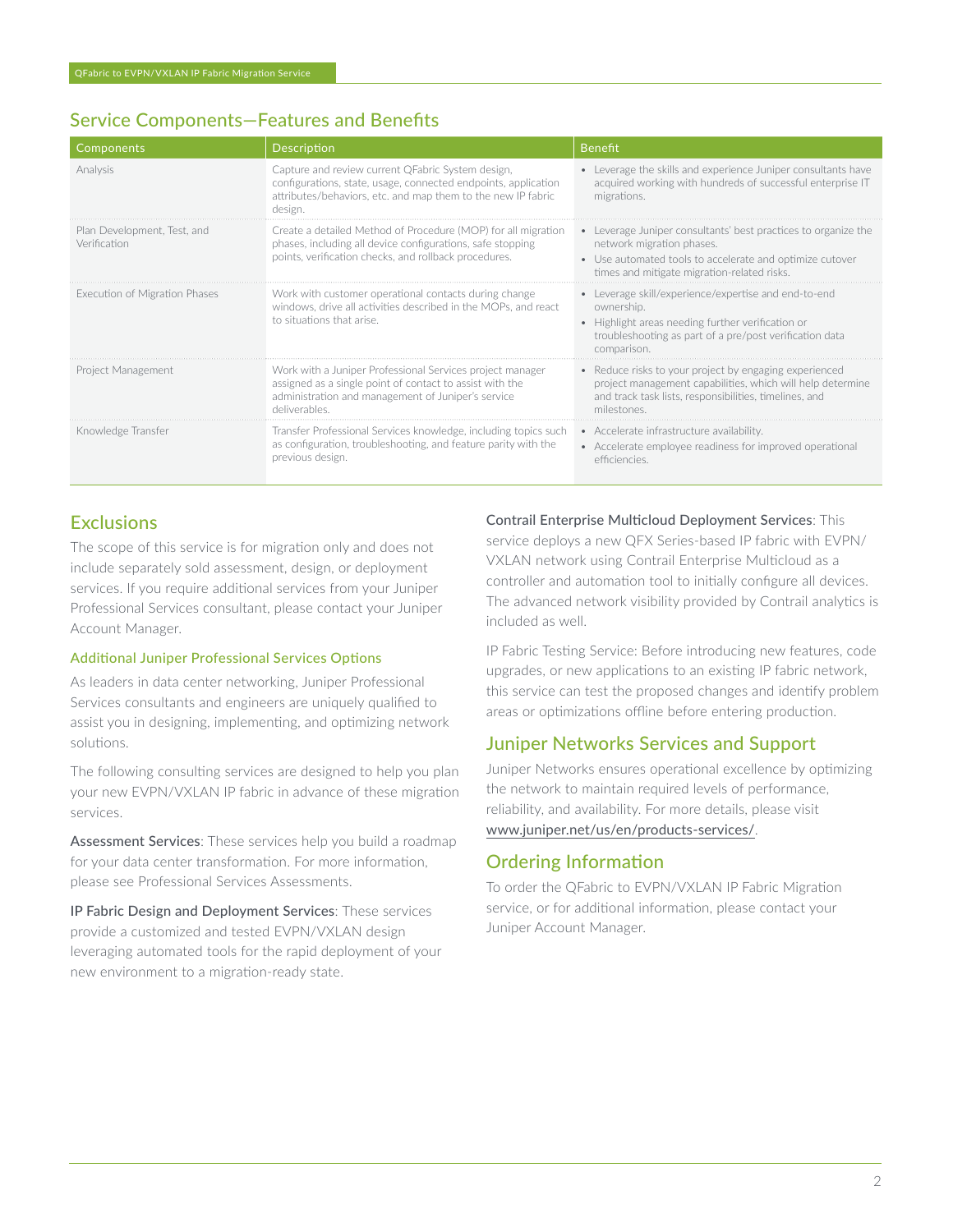## Service Components—Features and Benefits

| Components | Description | Benefit |
|---|---|---|
| Analysis | Capture and review current QFabric System design, configurations, state, usage, connected endpoints, application attributes/behaviors, etc. and map them to the new IP fabric design. | • Leverage the skills and experience Juniper consultants have acquired working with hundreds of successful enterprise IT migrations. |
| Plan Development, Test, and Verification | Create a detailed Method of Procedure (MOP) for all migration phases, including all device configurations, safe stopping points, verification checks, and rollback procedures. | • Leverage Juniper consultants' best practices to organize the network migration phases.<br>• Use automated tools to accelerate and optimize cutover times and mitigate migration-related risks. |
| Execution of Migration Phases | Work with customer operational contacts during change windows, drive all activities described in the MOPs, and react to situations that arise. | • Leverage skill/experience/expertise and end-to-end ownership.<br>• Highlight areas needing further verification or troubleshooting as part of a pre/post verification data comparison. |
| Project Management | Work with a Juniper Professional Services project manager assigned as a single point of contact to assist with the administration and management of Juniper's service deliverables. | • Reduce risks to your project by engaging experienced project management capabilities, which will help determine and track task lists, responsibilities, timelines, and milestones. |
| Knowledge Transfer | Transfer Professional Services knowledge, including topics such as configuration, troubleshooting, and feature parity with the previous design. | • Accelerate infrastructure availability.<br>• Accelerate employee readiness for improved operational efficiencies. |

## Exclusions

The scope of this service is for migration only and does not include separately sold assessment, design, or deployment services. If you require additional services from your Juniper Professional Services consultant, please contact your Juniper Account Manager.

### Additional Juniper Professional Services Options

As leaders in data center networking, Juniper Professional Services consultants and engineers are uniquely qualified to assist you in designing, implementing, and optimizing network solutions.

The following consulting services are designed to help you plan your new EVPN/VXLAN IP fabric in advance of these migration services.

**Assessment Services**: These services help you build a roadmap for your data center transformation. For more information, please see Professional Services Assessments.

**IP Fabric Design and Deployment Services**: These services provide a customized and tested EVPN/VXLAN design leveraging automated tools for the rapid deployment of your new environment to a migration-ready state.

**Contrail Enterprise Multicloud Deployment Services**: This service deploys a new QFX Series-based IP fabric with EVPN/VXLAN network using Contrail Enterprise Multicloud as a controller and automation tool to initially configure all devices. The advanced network visibility provided by Contrail analytics is included as well.

IP Fabric Testing Service: Before introducing new features, code upgrades, or new applications to an existing IP fabric network, this service can test the proposed changes and identify problem areas or optimizations offline before entering production.

## Juniper Networks Services and Support

Juniper Networks ensures operational excellence by optimizing the network to maintain required levels of performance, reliability, and availability. For more details, please visit www.juniper.net/us/en/products-services/.

## Ordering Information

To order the QFabric to EVPN/VXLAN IP Fabric Migration service, or for additional information, please contact your Juniper Account Manager.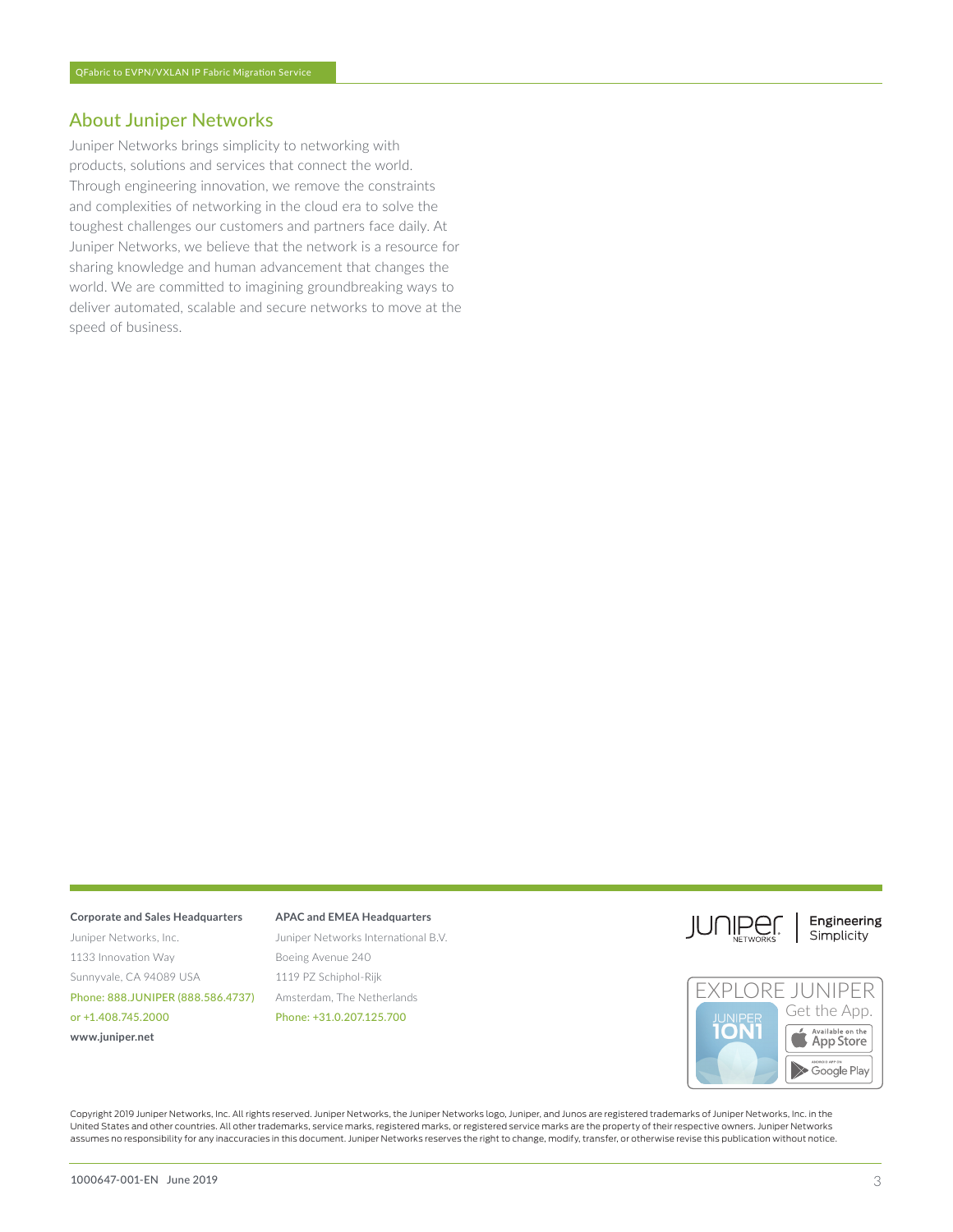## About Juniper Networks

Juniper Networks brings simplicity to networking with products, solutions and services that connect the world. Through engineering innovation, we remove the constraints and complexities of networking in the cloud era to solve the toughest challenges our customers and partners face daily. At Juniper Networks, we believe that the network is a resource for sharing knowledge and human advancement that changes the world. We are committed to imagining groundbreaking ways to deliver automated, scalable and secure networks to move at the speed of business.

**Corporate and Sales Headquarters**

Juniper Networks, Inc.
1133 Innovation Way
Sunnyvale, CA 94089 USA
Phone: 888.JUNIPER (888.586.4737)
or +1.408.745.2000
**www.juniper.net**

**APAC and EMEA Headquarters**

Juniper Networks International B.V.
Boeing Avenue 240
1119 PZ Schiphol-Rijk
Amsterdam, The Netherlands
Phone: +31.0.207.125.700

Engineering Simplicity

EXPLORE JUNIPER
Get the App.

Copyright 2019 Juniper Networks, Inc. All rights reserved. Juniper Networks, the Juniper Networks logo, Juniper, and Junos are registered trademarks of Juniper Networks, Inc. in the United States and other countries. All other trademarks, service marks, registered marks, or registered service marks are the property of their respective owners. Juniper Networks assumes no responsibility for any inaccuracies in this document. Juniper Networks reserves the right to change, modify, transfer, or otherwise revise this publication without notice.

1000647-001-EN June 2019